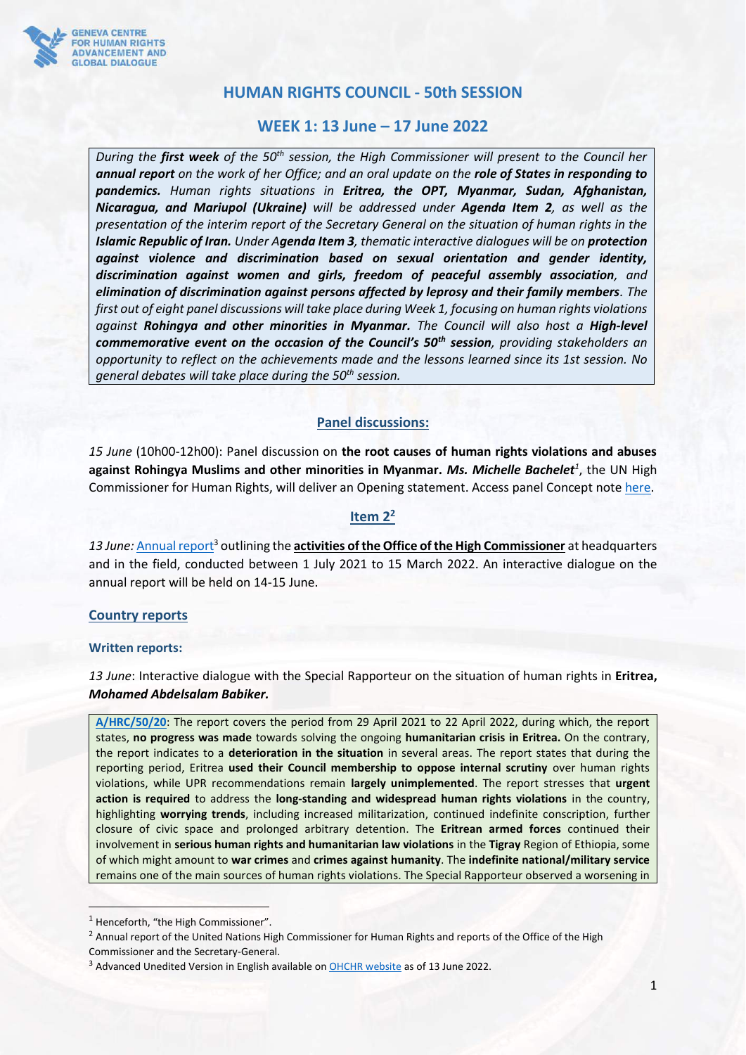# HUMAN RIGHTS COUNCIL - 50th SESSION

## WEEK 1: 13 June – 17 June 2022

*During the **first week** of the 50th session, the High Commissioner will present to the Council her **annual report** on the work of her Office; and an oral update on the **role of States in responding to pandemics.** Human rights situations in **Eritrea, the OPT, Myanmar, Sudan, Afghanistan, Nicaragua, and Mariupol (Ukraine)** will be addressed under **Agenda Item 2**, as well as the presentation of the interim report of the Secretary General on the situation of human rights in the **Islamic Republic of Iran.** Under A**genda Item 3**, thematic interactive dialogues will be on **protection against violence and discrimination based on sexual orientation and gender identity, discrimination against women and girls, freedom of peaceful assembly association**, and **elimination of discrimination against persons affected by leprosy and their family members**. The first out of eight panel discussions will take place during Week 1, focusing on human rights violations against **Rohingya and other minorities in Myanmar.** The Council will also host a **High-level commemorative event on the occasion of the Council's 50th session**, providing stakeholders an opportunity to reflect on the achievements made and the lessons learned since its 1st session. No general debates will take place during the 50th session.*

### Panel discussions:

*15 June* (10h00-12h00): Panel discussion on **the root causes of human rights violations and abuses against Rohingya Muslims and other minorities in Myanmar.** ***Ms. Michelle Bachelet***[1], the UN High Commissioner for Human Rights, will deliver an Opening statement. Access panel Concept note here.

### Item 2[2]

*13 June:* Annual report[3] outlining the **activities of the Office of the High Commissioner** at headquarters and in the field, conducted between 1 July 2021 to 15 March 2022. An interactive dialogue on the annual report will be held on 14-15 June.

#### Country reports

**Written reports:**

*13 June*: Interactive dialogue with the Special Rapporteur on the situation of human rights in **Eritrea,** ***Mohamed Abdelsalam Babiker.***

**A/HRC/50/20**: The report covers the period from 29 April 2021 to 22 April 2022, during which, the report states, **no progress was made** towards solving the ongoing **humanitarian crisis in Eritrea.** On the contrary, the report indicates to a **deterioration in the situation** in several areas. The report states that during the reporting period, Eritrea **used their Council membership to oppose internal scrutiny** over human rights violations, while UPR recommendations remain **largely unimplemented**. The report stresses that **urgent action is required** to address the **long-standing and widespread human rights violations** in the country, highlighting **worrying trends**, including increased militarization, continued indefinite conscription, further closure of civic space and prolonged arbitrary detention. The **Eritrean armed forces** continued their involvement in **serious human rights and humanitarian law violations** in the **Tigray** Region of Ethiopia, some of which might amount to **war crimes** and **crimes against humanity**. The **indefinite national/military service** remains one of the main sources of human rights violations. The Special Rapporteur observed a worsening in

---

[1] Henceforth, "the High Commissioner".

[2] Annual report of the United Nations High Commissioner for Human Rights and reports of the Office of the High Commissioner and the Secretary-General.

[3] Advanced Unedited Version in English available on OHCHR website as of 13 June 2022.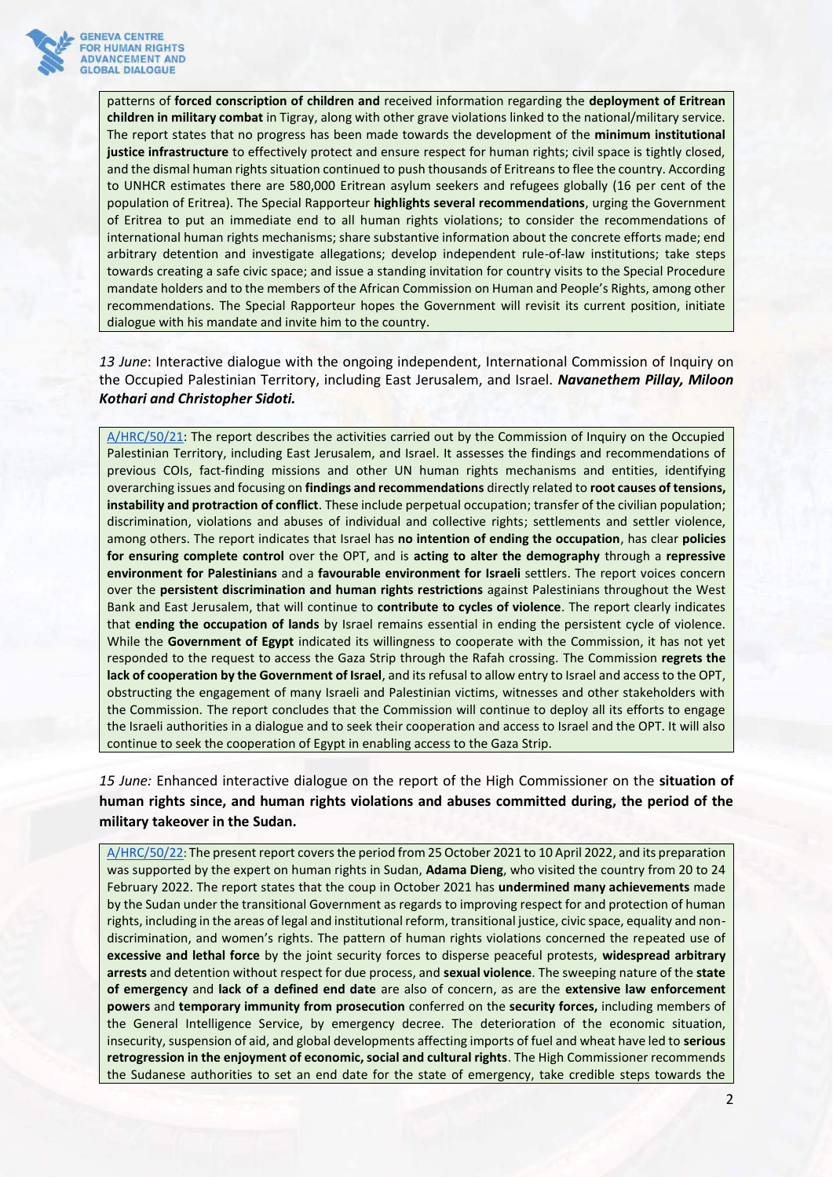patterns of **forced conscription of children and** received information regarding the **deployment of Eritrean children in military combat** in Tigray, along with other grave violations linked to the national/military service. The report states that no progress has been made towards the development of the **minimum institutional justice infrastructure** to effectively protect and ensure respect for human rights; civil space is tightly closed, and the dismal human rights situation continued to push thousands of Eritreans to flee the country. According to UNHCR estimates there are 580,000 Eritrean asylum seekers and refugees globally (16 per cent of the population of Eritrea). The Special Rapporteur **highlights several recommendations**, urging the Government of Eritrea to put an immediate end to all human rights violations; to consider the recommendations of international human rights mechanisms; share substantive information about the concrete efforts made; end arbitrary detention and investigate allegations; develop independent rule-of-law institutions; take steps towards creating a safe civic space; and issue a standing invitation for country visits to the Special Procedure mandate holders and to the members of the African Commission on Human and People's Rights, among other recommendations. The Special Rapporteur hopes the Government will revisit its current position, initiate dialogue with his mandate and invite him to the country.

*13 June*: Interactive dialogue with the ongoing independent, International Commission of Inquiry on the Occupied Palestinian Territory, including East Jerusalem, and Israel. ***Navanethem Pillay, Miloon Kothari and Christopher Sidoti.***

A/HRC/50/21: The report describes the activities carried out by the Commission of Inquiry on the Occupied Palestinian Territory, including East Jerusalem, and Israel. It assesses the findings and recommendations of previous COIs, fact-finding missions and other UN human rights mechanisms and entities, identifying overarching issues and focusing on **findings and recommendations** directly related to **root causes of tensions, instability and protraction of conflict**. These include perpetual occupation; transfer of the civilian population; discrimination, violations and abuses of individual and collective rights; settlements and settler violence, among others. The report indicates that Israel has **no intention of ending the occupation**, has clear **policies for ensuring complete control** over the OPT, and is **acting to alter the demography** through a **repressive environment for Palestinians** and a **favourable environment for Israeli** settlers. The report voices concern over the **persistent discrimination and human rights restrictions** against Palestinians throughout the West Bank and East Jerusalem, that will continue to **contribute to cycles of violence**. The report clearly indicates that **ending the occupation of lands** by Israel remains essential in ending the persistent cycle of violence. While the **Government of Egypt** indicated its willingness to cooperate with the Commission, it has not yet responded to the request to access the Gaza Strip through the Rafah crossing. The Commission **regrets the lack of cooperation by the Government of Israel**, and its refusal to allow entry to Israel and access to the OPT, obstructing the engagement of many Israeli and Palestinian victims, witnesses and other stakeholders with the Commission. The report concludes that the Commission will continue to deploy all its efforts to engage the Israeli authorities in a dialogue and to seek their cooperation and access to Israel and the OPT. It will also continue to seek the cooperation of Egypt in enabling access to the Gaza Strip.

*15 June:* Enhanced interactive dialogue on the report of the High Commissioner on the **situation of human rights since, and human rights violations and abuses committed during, the period of the military takeover in the Sudan.**

A/HRC/50/22: The present report covers the period from 25 October 2021 to 10 April 2022, and its preparation was supported by the expert on human rights in Sudan, **Adama Dieng**, who visited the country from 20 to 24 February 2022. The report states that the coup in October 2021 has **undermined many achievements** made by the Sudan under the transitional Government as regards to improving respect for and protection of human rights, including in the areas of legal and institutional reform, transitional justice, civic space, equality and non-discrimination, and women's rights. The pattern of human rights violations concerned the repeated use of **excessive and lethal force** by the joint security forces to disperse peaceful protests, **widespread arbitrary arrests** and detention without respect for due process, and **sexual violence**. The sweeping nature of the **state of emergency** and **lack of a defined end date** are also of concern, as are the **extensive law enforcement powers** and **temporary immunity from prosecution** conferred on the **security forces,** including members of the General Intelligence Service, by emergency decree. The deterioration of the economic situation, insecurity, suspension of aid, and global developments affecting imports of fuel and wheat have led to **serious retrogression in the enjoyment of economic, social and cultural rights**. The High Commissioner recommends the Sudanese authorities to set an end date for the state of emergency, take credible steps towards the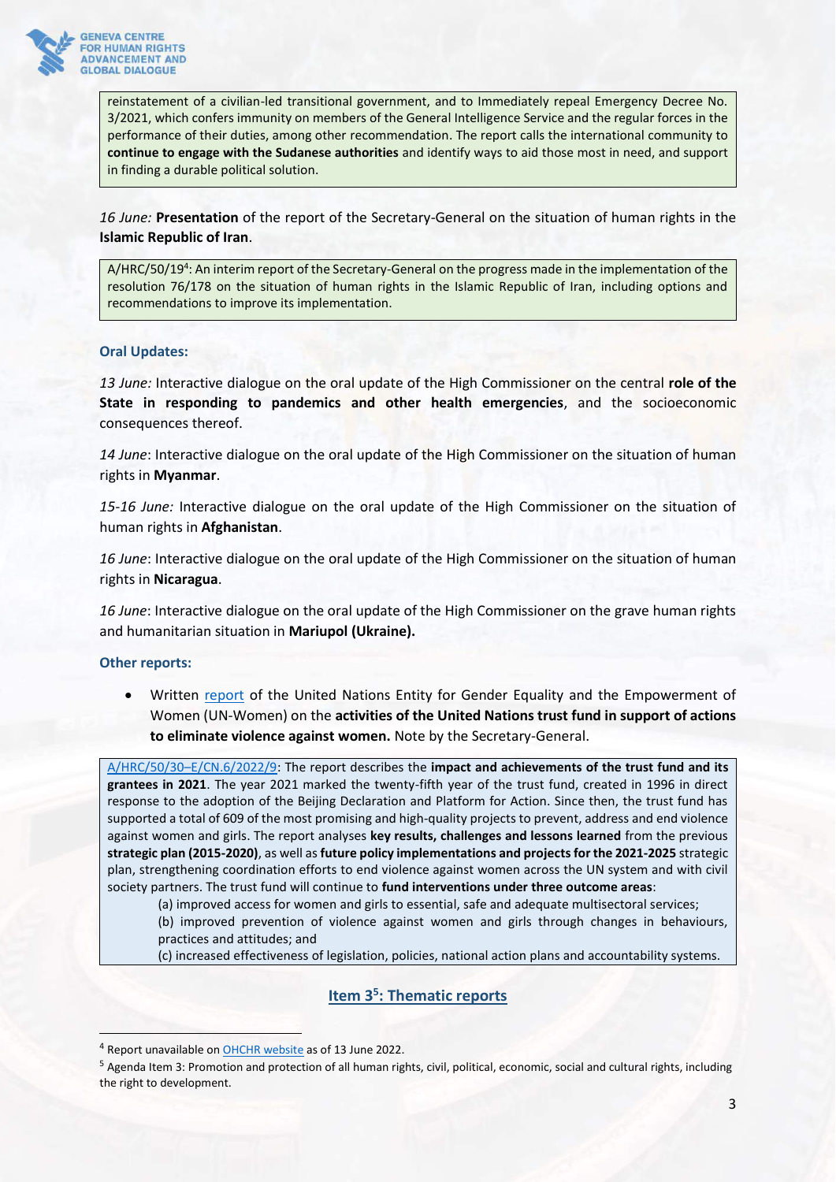reinstatement of a civilian-led transitional government, and to Immediately repeal Emergency Decree No. 3/2021, which confers immunity on members of the General Intelligence Service and the regular forces in the performance of their duties, among other recommendation. The report calls the international community to **continue to engage with the Sudanese authorities** and identify ways to aid those most in need, and support in finding a durable political solution.

*16 June:* **Presentation** of the report of the Secretary-General on the situation of human rights in the **Islamic Republic of Iran**.

A/HRC/50/19[4]: An interim report of the Secretary-General on the progress made in the implementation of the resolution 76/178 on the situation of human rights in the Islamic Republic of Iran, including options and recommendations to improve its implementation.

**Oral Updates:**

*13 June:* Interactive dialogue on the oral update of the High Commissioner on the central **role of the State in responding to pandemics and other health emergencies**, and the socioeconomic consequences thereof.

*14 June*: Interactive dialogue on the oral update of the High Commissioner on the situation of human rights in **Myanmar**.

*15-16 June:* Interactive dialogue on the oral update of the High Commissioner on the situation of human rights in **Afghanistan**.

*16 June*: Interactive dialogue on the oral update of the High Commissioner on the situation of human rights in **Nicaragua**.

*16 June*: Interactive dialogue on the oral update of the High Commissioner on the grave human rights and humanitarian situation in **Mariupol (Ukraine).**

**Other reports:**

- Written report of the United Nations Entity for Gender Equality and the Empowerment of Women (UN-Women) on the **activities of the United Nations trust fund in support of actions to eliminate violence against women.** Note by the Secretary-General.

A/HRC/50/30–E/CN.6/2022/9: The report describes the **impact and achievements of the trust fund and its grantees in 2021**. The year 2021 marked the twenty-fifth year of the trust fund, created in 1996 in direct response to the adoption of the Beijing Declaration and Platform for Action. Since then, the trust fund has supported a total of 609 of the most promising and high-quality projects to prevent, address and end violence against women and girls. The report analyses **key results, challenges and lessons learned** from the previous **strategic plan (2015-2020)**, as well as **future policy implementations and projects for the 2021-2025** strategic plan, strengthening coordination efforts to end violence against women across the UN system and with civil society partners. The trust fund will continue to **fund interventions under three outcome areas**:

(a) improved access for women and girls to essential, safe and adequate multisectoral services;
(b) improved prevention of violence against women and girls through changes in behaviours, practices and attitudes; and
(c) increased effectiveness of legislation, policies, national action plans and accountability systems.

## Item 3[5]: Thematic reports

[4] Report unavailable on OHCHR website as of 13 June 2022.

[5] Agenda Item 3: Promotion and protection of all human rights, civil, political, economic, social and cultural rights, including the right to development.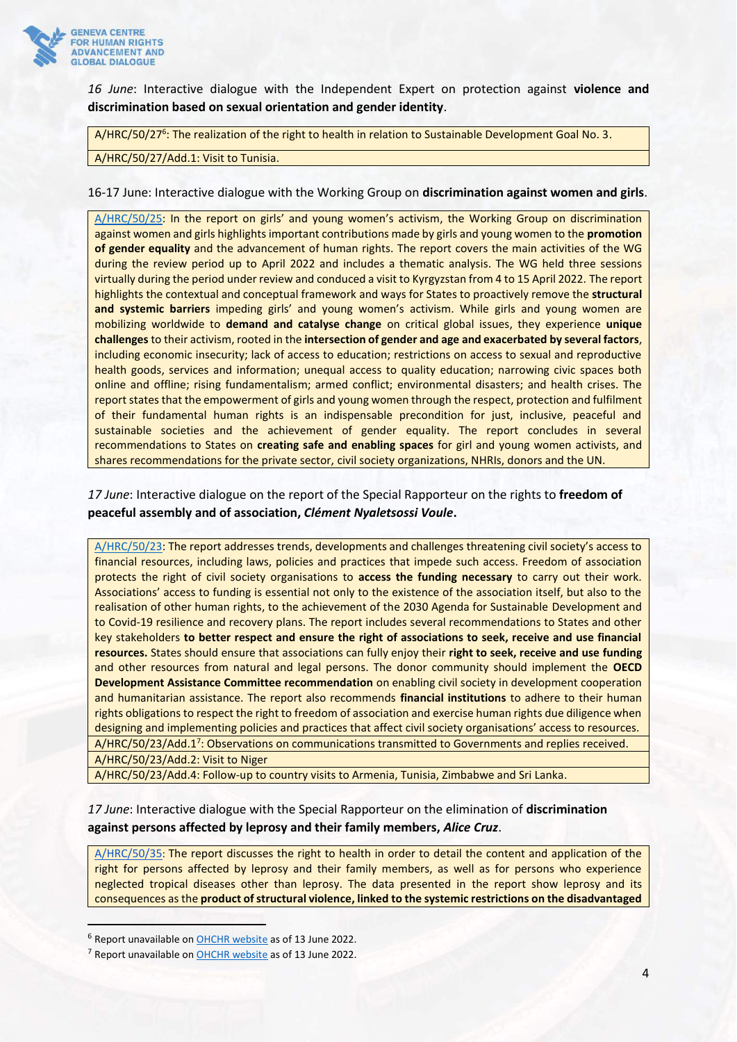*16 June*: Interactive dialogue with the Independent Expert on protection against **violence and discrimination based on sexual orientation and gender identity**.

A/HRC/50/27[6]: The realization of the right to health in relation to Sustainable Development Goal No. 3.

A/HRC/50/27/Add.1: Visit to Tunisia.

16-17 June: Interactive dialogue with the Working Group on **discrimination against women and girls**.

A/HRC/50/25: In the report on girls' and young women's activism, the Working Group on discrimination against women and girls highlights important contributions made by girls and young women to the **promotion of gender equality** and the advancement of human rights. The report covers the main activities of the WG during the review period up to April 2022 and includes a thematic analysis. The WG held three sessions virtually during the period under review and conducted a visit to Kyrgyzstan from 4 to 15 April 2022. The report highlights the contextual and conceptual framework and ways for States to proactively remove the **structural and systemic barriers** impeding girls' and young women's activism. While girls and young women are mobilizing worldwide to **demand and catalyse change** on critical global issues, they experience **unique challenges** to their activism, rooted in the **intersection of gender and age and exacerbated by several factors**, including economic insecurity; lack of access to education; restrictions on access to sexual and reproductive health goods, services and information; unequal access to quality education; narrowing civic spaces both online and offline; rising fundamentalism; armed conflict; environmental disasters; and health crises. The report states that the empowerment of girls and young women through the respect, protection and fulfilment of their fundamental human rights is an indispensable precondition for just, inclusive, peaceful and sustainable societies and the achievement of gender equality. The report concludes in several recommendations to States on **creating safe and enabling spaces** for girl and young women activists, and shares recommendations for the private sector, civil society organizations, NHRIs, donors and the UN.

*17 June*: Interactive dialogue on the report of the Special Rapporteur on the rights to **freedom of peaceful assembly and of association, *Clément Nyaletsossi Voule*.**

A/HRC/50/23: The report addresses trends, developments and challenges threatening civil society's access to financial resources, including laws, policies and practices that impede such access. Freedom of association protects the right of civil society organisations to **access the funding necessary** to carry out their work. Associations' access to funding is essential not only to the existence of the association itself, but also to the realisation of other human rights, to the achievement of the 2030 Agenda for Sustainable Development and to Covid-19 resilience and recovery plans. The report includes several recommendations to States and other key stakeholders **to better respect and ensure the right of associations to seek, receive and use financial resources.** States should ensure that associations can fully enjoy their **right to seek, receive and use funding** and other resources from natural and legal persons. The donor community should implement the **OECD Development Assistance Committee recommendation** on enabling civil society in development cooperation and humanitarian assistance. The report also recommends **financial institutions** to adhere to their human rights obligations to respect the right to freedom of association and exercise human rights due diligence when designing and implementing policies and practices that affect civil society organisations' access to resources.

A/HRC/50/23/Add.1[7]: Observations on communications transmitted to Governments and replies received.

A/HRC/50/23/Add.2: Visit to Niger

A/HRC/50/23/Add.4: Follow-up to country visits to Armenia, Tunisia, Zimbabwe and Sri Lanka.

*17 June*: Interactive dialogue with the Special Rapporteur on the elimination of **discrimination against persons affected by leprosy and their family members, *Alice Cruz***.

A/HRC/50/35: The report discusses the right to health in order to detail the content and application of the right for persons affected by leprosy and their family members, as well as for persons who experience neglected tropical diseases other than leprosy. The data presented in the report show leprosy and its consequences as the **product of structural violence, linked to the systemic restrictions on the disadvantaged**

---

[6] Report unavailable on OHCHR website as of 13 June 2022.

[7] Report unavailable on OHCHR website as of 13 June 2022.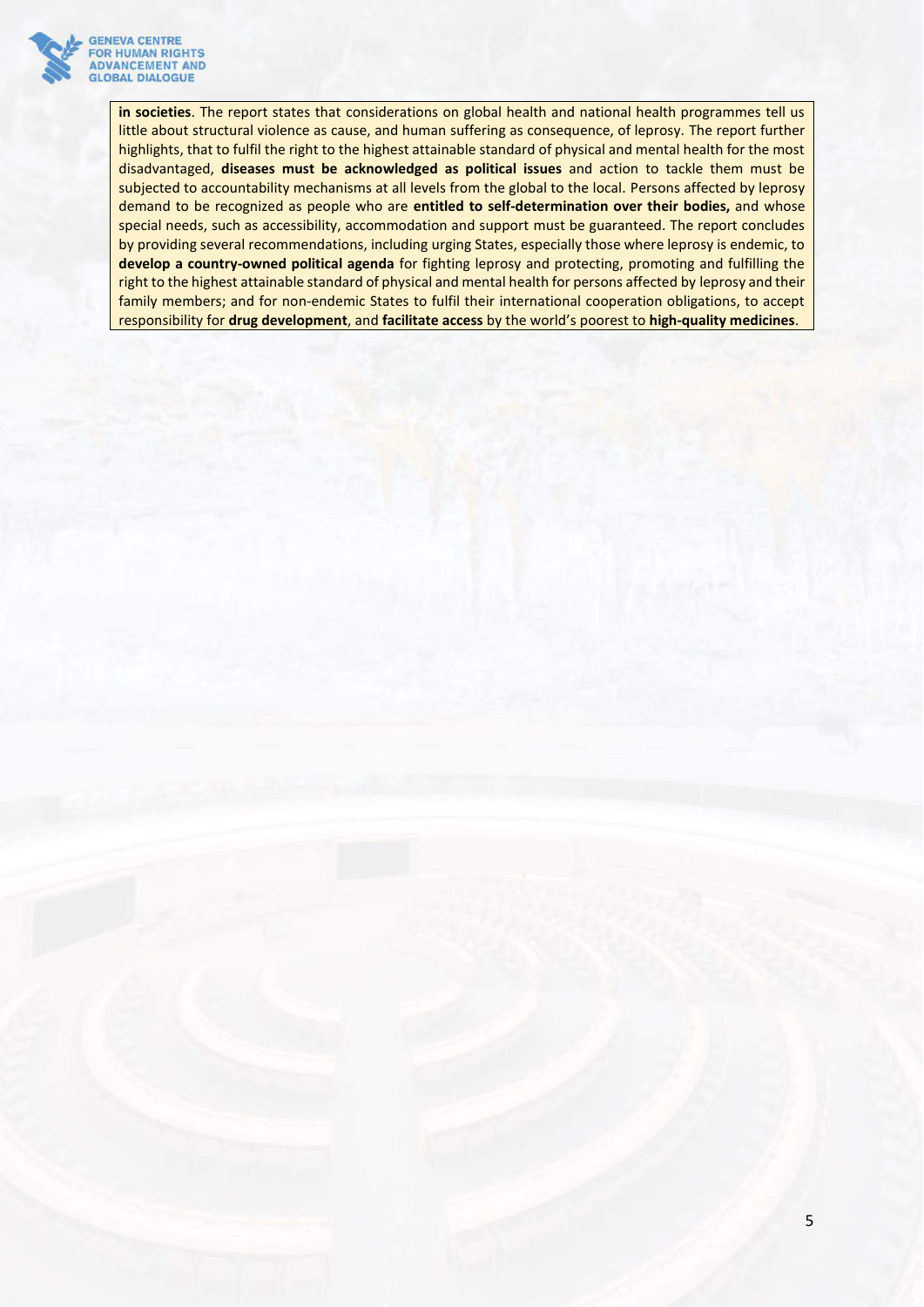**in societies**. The report states that considerations on global health and national health programmes tell us little about structural violence as cause, and human suffering as consequence, of leprosy. The report further highlights, that to fulfil the right to the highest attainable standard of physical and mental health for the most disadvantaged, **diseases must be acknowledged as political issues** and action to tackle them must be subjected to accountability mechanisms at all levels from the global to the local. Persons affected by leprosy demand to be recognized as people who are **entitled to self-determination over their bodies,** and whose special needs, such as accessibility, accommodation and support must be guaranteed. The report concludes by providing several recommendations, including urging States, especially those where leprosy is endemic, to **develop a country-owned political agenda** for fighting leprosy and protecting, promoting and fulfilling the right to the highest attainable standard of physical and mental health for persons affected by leprosy and their family members; and for non-endemic States to fulfil their international cooperation obligations, to accept responsibility for **drug development**, and **facilitate access** by the world's poorest to **high-quality medicines**.